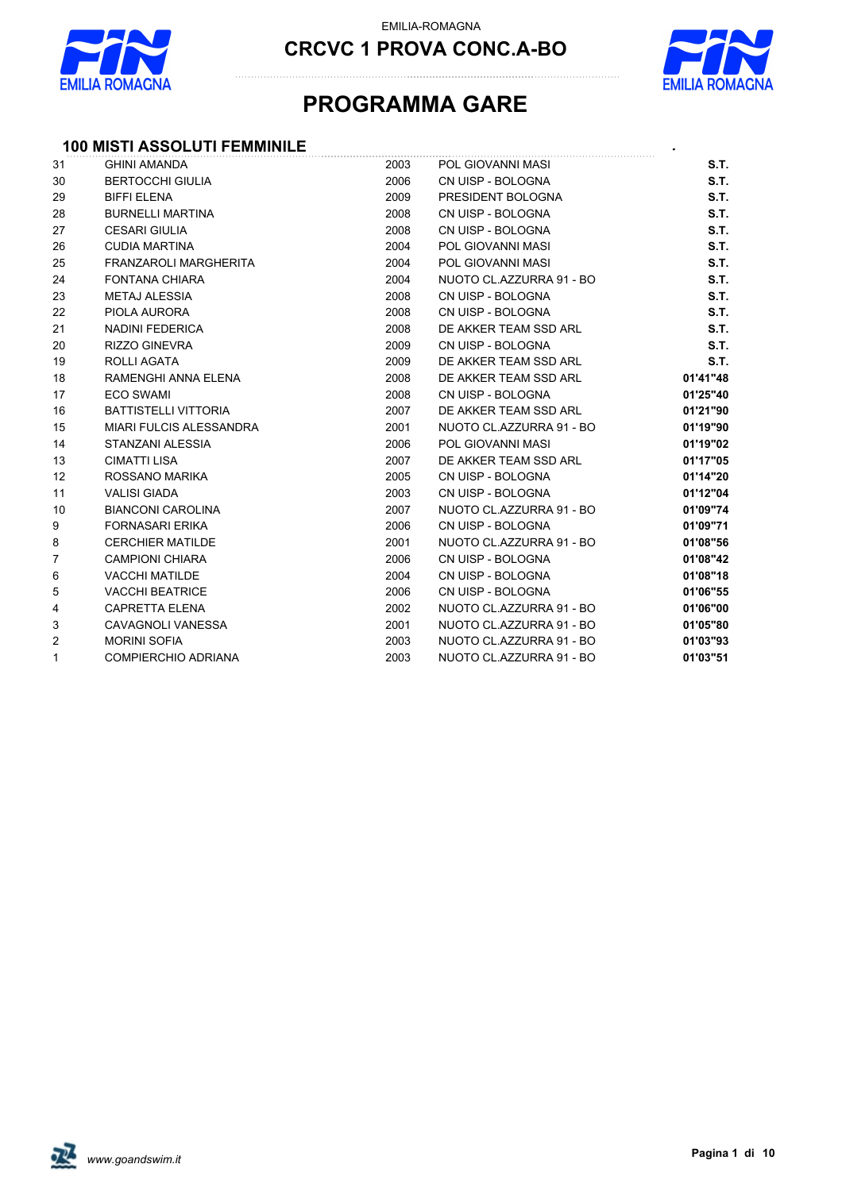EMILIA-ROMAGNA

# CRCVC 1 PROVA CONC.A-BO

# PROGRAMMA GARE

## 100 MISTI ASSOLUTI FEMMINILE

| | | | | |
|---|---|---|---|---|
| 31 | GHINI AMANDA | 2003 | POL GIOVANNI MASI | **S.T.** |
| 30 | BERTOCCHI GIULIA | 2006 | CN UISP - BOLOGNA | **S.T.** |
| 29 | BIFFI ELENA | 2009 | PRESIDENT BOLOGNA | **S.T.** |
| 28 | BURNELLI MARTINA | 2008 | CN UISP - BOLOGNA | **S.T.** |
| 27 | CESARI GIULIA | 2008 | CN UISP - BOLOGNA | **S.T.** |
| 26 | CUDIA MARTINA | 2004 | POL GIOVANNI MASI | **S.T.** |
| 25 | FRANZAROLI MARGHERITA | 2004 | POL GIOVANNI MASI | **S.T.** |
| 24 | FONTANA CHIARA | 2004 | NUOTO CL.AZZURRA 91 - BO | **S.T.** |
| 23 | METAJ ALESSIA | 2008 | CN UISP - BOLOGNA | **S.T.** |
| 22 | PIOLA AURORA | 2008 | CN UISP - BOLOGNA | **S.T.** |
| 21 | NADINI FEDERICA | 2008 | DE AKKER TEAM SSD ARL | **S.T.** |
| 20 | RIZZO GINEVRA | 2009 | CN UISP - BOLOGNA | **S.T.** |
| 19 | ROLLI AGATA | 2009 | DE AKKER TEAM SSD ARL | **S.T.** |
| 18 | RAMENGHI ANNA ELENA | 2008 | DE AKKER TEAM SSD ARL | **01'41"48** |
| 17 | ECO SWAMI | 2008 | CN UISP - BOLOGNA | **01'25"40** |
| 16 | BATTISTELLI VITTORIA | 2007 | DE AKKER TEAM SSD ARL | **01'21"90** |
| 15 | MIARI FULCIS ALESSANDRA | 2001 | NUOTO CL.AZZURRA 91 - BO | **01'19"90** |
| 14 | STANZANI ALESSIA | 2006 | POL GIOVANNI MASI | **01'19"02** |
| 13 | CIMATTI LISA | 2007 | DE AKKER TEAM SSD ARL | **01'17"05** |
| 12 | ROSSANO MARIKA | 2005 | CN UISP - BOLOGNA | **01'14"20** |
| 11 | VALISI GIADA | 2003 | CN UISP - BOLOGNA | **01'12"04** |
| 10 | BIANCONI CAROLINA | 2007 | NUOTO CL.AZZURRA 91 - BO | **01'09"74** |
| 9 | FORNASARI ERIKA | 2006 | CN UISP - BOLOGNA | **01'09"71** |
| 8 | CERCHIER MATILDE | 2001 | NUOTO CL.AZZURRA 91 - BO | **01'08"56** |
| 7 | CAMPIONI CHIARA | 2006 | CN UISP - BOLOGNA | **01'08"42** |
| 6 | VACCHI MATILDE | 2004 | CN UISP - BOLOGNA | **01'08"18** |
| 5 | VACCHI BEATRICE | 2006 | CN UISP - BOLOGNA | **01'06"55** |
| 4 | CAPRETTA ELENA | 2002 | NUOTO CL.AZZURRA 91 - BO | **01'06"00** |
| 3 | CAVAGNOLI VANESSA | 2001 | NUOTO CL.AZZURRA 91 - BO | **01'05"80** |
| 2 | MORINI SOFIA | 2003 | NUOTO CL.AZZURRA 91 - BO | **01'03"93** |
| 1 | COMPIERCHIO ADRIANA | 2003 | NUOTO CL.AZZURRA 91 - BO | **01'03"51** |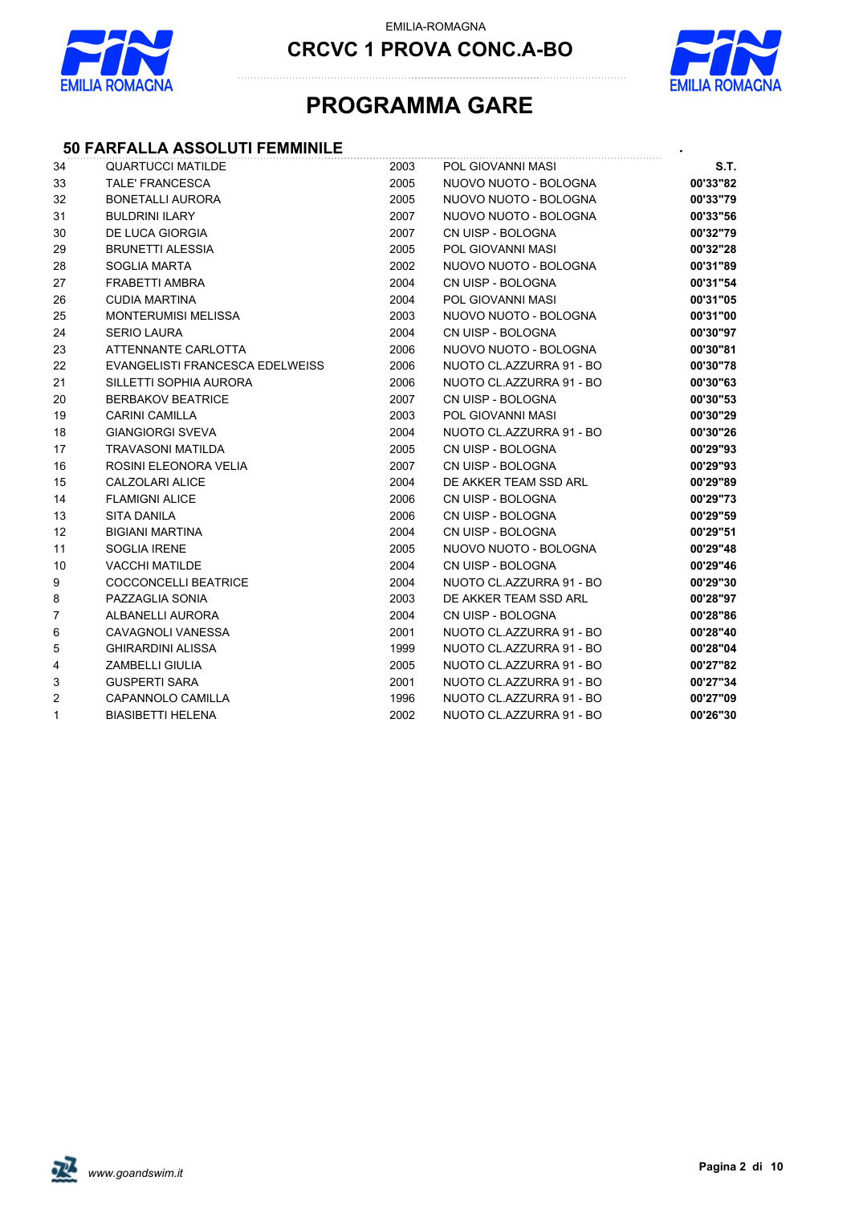EMILIA-ROMAGNA

## CRCVC 1 PROVA CONC.A-BO

# PROGRAMMA GARE

### 50 FARFALLA ASSOLUTI FEMMINILE

| | | | | S.T. |
|---|---|---|---|---|
| 34 | QUARTUCCI MATILDE | 2003 | POL GIOVANNI MASI | S.T. |
| 33 | TALE' FRANCESCA | 2005 | NUOVO NUOTO - BOLOGNA | 00'33"82 |
| 32 | BONETALLI AURORA | 2005 | NUOVO NUOTO - BOLOGNA | 00'33"79 |
| 31 | BULDRINI ILARY | 2007 | NUOVO NUOTO - BOLOGNA | 00'33"56 |
| 30 | DE LUCA GIORGIA | 2007 | CN UISP - BOLOGNA | 00'32"79 |
| 29 | BRUNETTI ALESSIA | 2005 | POL GIOVANNI MASI | 00'32"28 |
| 28 | SOGLIA MARTA | 2002 | NUOVO NUOTO - BOLOGNA | 00'31"89 |
| 27 | FRABETTI AMBRA | 2004 | CN UISP - BOLOGNA | 00'31"54 |
| 26 | CUDIA MARTINA | 2004 | POL GIOVANNI MASI | 00'31"05 |
| 25 | MONTERUMISI MELISSA | 2003 | NUOVO NUOTO - BOLOGNA | 00'31"00 |
| 24 | SERIO LAURA | 2004 | CN UISP - BOLOGNA | 00'30"97 |
| 23 | ATTENNANTE CARLOTTA | 2006 | NUOVO NUOTO - BOLOGNA | 00'30"81 |
| 22 | EVANGELISTI FRANCESCA EDELWEISS | 2006 | NUOTO CL.AZZURRA 91 - BO | 00'30"78 |
| 21 | SILLETTI SOPHIA AURORA | 2006 | NUOTO CL.AZZURRA 91 - BO | 00'30"63 |
| 20 | BERBAKOV BEATRICE | 2007 | CN UISP - BOLOGNA | 00'30"53 |
| 19 | CARINI CAMILLA | 2003 | POL GIOVANNI MASI | 00'30"29 |
| 18 | GIANGIORGI SVEVA | 2004 | NUOTO CL.AZZURRA 91 - BO | 00'30"26 |
| 17 | TRAVASONI MATILDA | 2005 | CN UISP - BOLOGNA | 00'29"93 |
| 16 | ROSINI ELEONORA VELIA | 2007 | CN UISP - BOLOGNA | 00'29"93 |
| 15 | CALZOLARI ALICE | 2004 | DE AKKER TEAM SSD ARL | 00'29"89 |
| 14 | FLAMIGNI ALICE | 2006 | CN UISP - BOLOGNA | 00'29"73 |
| 13 | SITA DANILA | 2006 | CN UISP - BOLOGNA | 00'29"59 |
| 12 | BIGIANI MARTINA | 2004 | CN UISP - BOLOGNA | 00'29"51 |
| 11 | SOGLIA IRENE | 2005 | NUOVO NUOTO - BOLOGNA | 00'29"48 |
| 10 | VACCHI MATILDE | 2004 | CN UISP - BOLOGNA | 00'29"46 |
| 9 | COCCONCELLI BEATRICE | 2004 | NUOTO CL.AZZURRA 91 - BO | 00'29"30 |
| 8 | PAZZAGLIA SONIA | 2003 | DE AKKER TEAM SSD ARL | 00'28"97 |
| 7 | ALBANELLI AURORA | 2004 | CN UISP - BOLOGNA | 00'28"86 |
| 6 | CAVAGNOLI VANESSA | 2001 | NUOTO CL.AZZURRA 91 - BO | 00'28"40 |
| 5 | GHIRARDINI ALISSA | 1999 | NUOTO CL.AZZURRA 91 - BO | 00'28"04 |
| 4 | ZAMBELLI GIULIA | 2005 | NUOTO CL.AZZURRA 91 - BO | 00'27"82 |
| 3 | GUSPERTI SARA | 2001 | NUOTO CL.AZZURRA 91 - BO | 00'27"34 |
| 2 | CAPANNOLO CAMILLA | 1996 | NUOTO CL.AZZURRA 91 - BO | 00'27"09 |
| 1 | BIASIBETTI HELENA | 2002 | NUOTO CL.AZZURRA 91 - BO | 00'26"30 |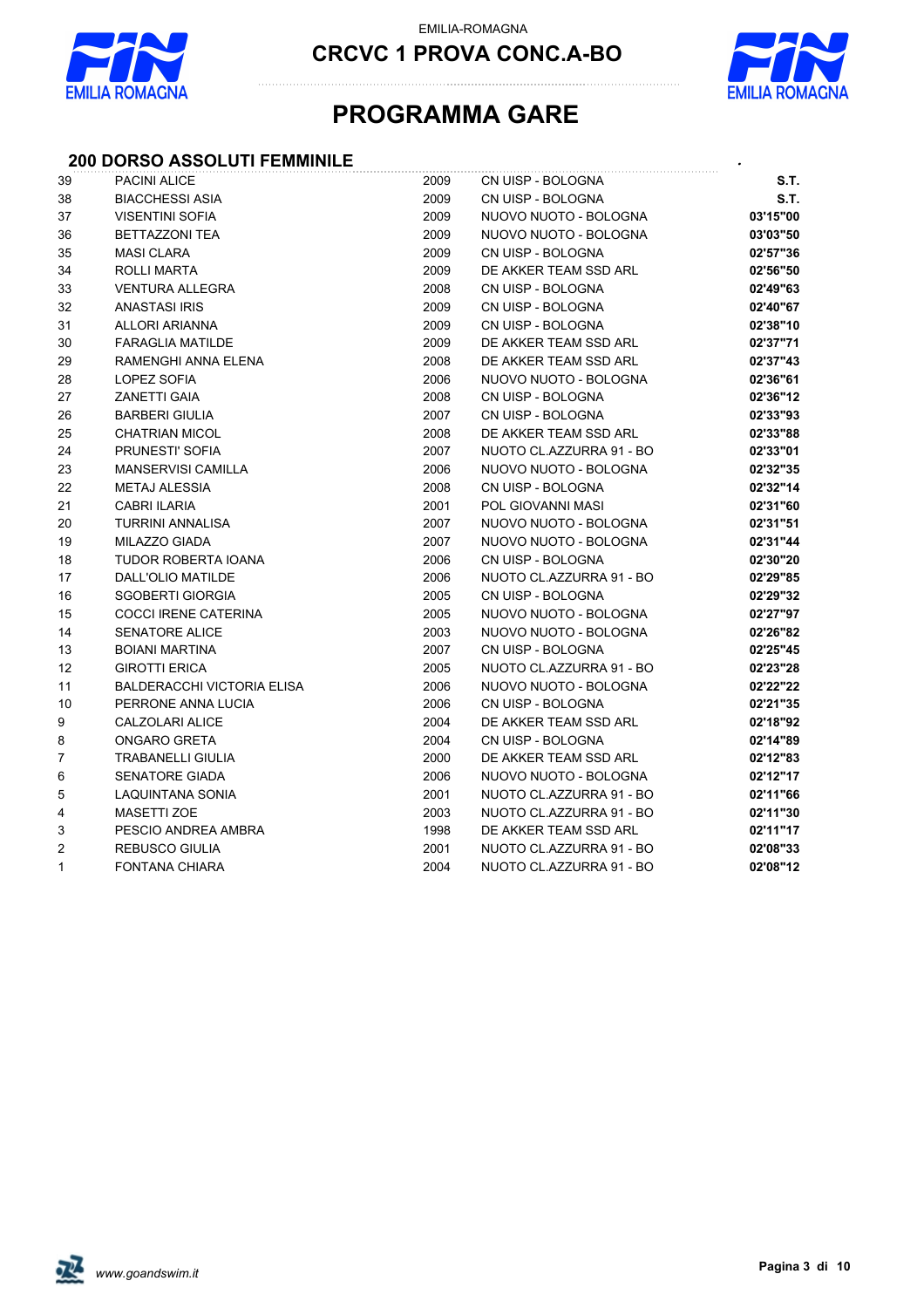EMILIA-ROMAGNA

## CRCVC 1 PROVA CONC.A-BO

# PROGRAMMA GARE

### 200 DORSO ASSOLUTI FEMMINILE

| | | | | |
|---|---|---|---|---|
| 39 | PACINI ALICE | 2009 | CN UISP - BOLOGNA | **S.T.** |
| 38 | BIACCHESSI ASIA | 2009 | CN UISP - BOLOGNA | **S.T.** |
| 37 | VISENTINI SOFIA | 2009 | NUOVO NUOTO - BOLOGNA | **03'15"00** |
| 36 | BETTAZZONI TEA | 2009 | NUOVO NUOTO - BOLOGNA | **03'03"50** |
| 35 | MASI CLARA | 2009 | CN UISP - BOLOGNA | **02'57"36** |
| 34 | ROLLI MARTA | 2009 | DE AKKER TEAM SSD ARL | **02'56"50** |
| 33 | VENTURA ALLEGRA | 2008 | CN UISP - BOLOGNA | **02'49"63** |
| 32 | ANASTASI IRIS | 2009 | CN UISP - BOLOGNA | **02'40"67** |
| 31 | ALLORI ARIANNA | 2009 | CN UISP - BOLOGNA | **02'38"10** |
| 30 | FARAGLIA MATILDE | 2009 | DE AKKER TEAM SSD ARL | **02'37"71** |
| 29 | RAMENGHI ANNA ELENA | 2008 | DE AKKER TEAM SSD ARL | **02'37"43** |
| 28 | LOPEZ SOFIA | 2006 | NUOVO NUOTO - BOLOGNA | **02'36"61** |
| 27 | ZANETTI GAIA | 2008 | CN UISP - BOLOGNA | **02'36"12** |
| 26 | BARBERI GIULIA | 2007 | CN UISP - BOLOGNA | **02'33"93** |
| 25 | CHATRIAN MICOL | 2008 | DE AKKER TEAM SSD ARL | **02'33"88** |
| 24 | PRUNESTI' SOFIA | 2007 | NUOTO CL.AZZURRA 91 - BO | **02'33"01** |
| 23 | MANSERVISI CAMILLA | 2006 | NUOVO NUOTO - BOLOGNA | **02'32"35** |
| 22 | METAJ ALESSIA | 2008 | CN UISP - BOLOGNA | **02'32"14** |
| 21 | CABRI ILARIA | 2001 | POL GIOVANNI MASI | **02'31"60** |
| 20 | TURRINI ANNALISA | 2007 | NUOVO NUOTO - BOLOGNA | **02'31"51** |
| 19 | MILAZZO GIADA | 2007 | NUOVO NUOTO - BOLOGNA | **02'31"44** |
| 18 | TUDOR ROBERTA IOANA | 2006 | CN UISP - BOLOGNA | **02'30"20** |
| 17 | DALL'OLIO MATILDE | 2006 | NUOTO CL.AZZURRA 91 - BO | **02'29"85** |
| 16 | SGOBERTI GIORGIA | 2005 | CN UISP - BOLOGNA | **02'29"32** |
| 15 | COCCI IRENE CATERINA | 2005 | NUOVO NUOTO - BOLOGNA | **02'27"97** |
| 14 | SENATORE ALICE | 2003 | NUOVO NUOTO - BOLOGNA | **02'26"82** |
| 13 | BOIANI MARTINA | 2007 | CN UISP - BOLOGNA | **02'25"45** |
| 12 | GIROTTI ERICA | 2005 | NUOTO CL.AZZURRA 91 - BO | **02'23"28** |
| 11 | BALDERACCHI VICTORIA ELISA | 2006 | NUOVO NUOTO - BOLOGNA | **02'22"22** |
| 10 | PERRONE ANNA LUCIA | 2006 | CN UISP - BOLOGNA | **02'21"35** |
| 9 | CALZOLARI ALICE | 2004 | DE AKKER TEAM SSD ARL | **02'18"92** |
| 8 | ONGARO GRETA | 2004 | CN UISP - BOLOGNA | **02'14"89** |
| 7 | TRABANELLI GIULIA | 2000 | DE AKKER TEAM SSD ARL | **02'12"83** |
| 6 | SENATORE GIADA | 2006 | NUOVO NUOTO - BOLOGNA | **02'12"17** |
| 5 | LAQUINTANA SONIA | 2001 | NUOTO CL.AZZURRA 91 - BO | **02'11"66** |
| 4 | MASETTI ZOE | 2003 | NUOTO CL.AZZURRA 91 - BO | **02'11"30** |
| 3 | PESCIO ANDREA AMBRA | 1998 | DE AKKER TEAM SSD ARL | **02'11"17** |
| 2 | REBUSCO GIULIA | 2001 | NUOTO CL.AZZURRA 91 - BO | **02'08"33** |
| 1 | FONTANA CHIARA | 2004 | NUOTO CL.AZZURRA 91 - BO | **02'08"12** |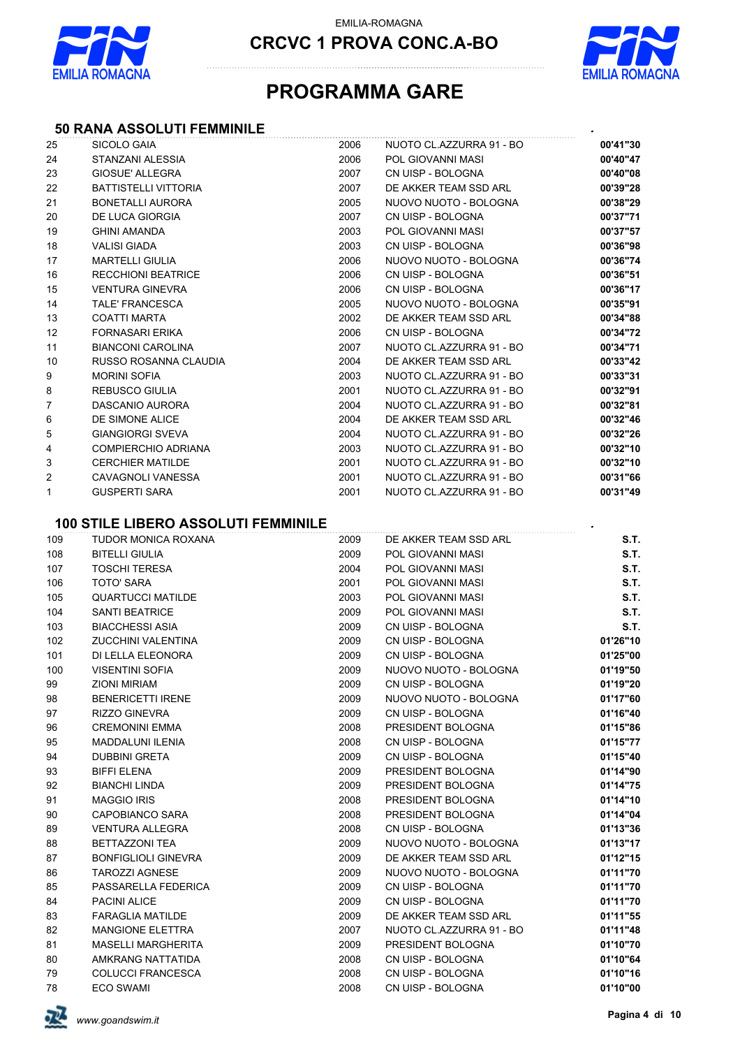EMILIA-ROMAGNA

# CRCVC 1 PROVA CONC.A-BO

# PROGRAMMA GARE

## 50 RANA ASSOLUTI FEMMINILE

| | | | | |
|---|---|---|---|---|
| 25 | SICOLO GAIA | 2006 | NUOTO CL.AZZURRA 91 - BO | 00'41"30 |
| 24 | STANZANI ALESSIA | 2006 | POL GIOVANNI MASI | 00'40"47 |
| 23 | GIOSUE' ALLEGRA | 2007 | CN UISP - BOLOGNA | 00'40"08 |
| 22 | BATTISTELLI VITTORIA | 2007 | DE AKKER TEAM SSD ARL | 00'39"28 |
| 21 | BONETALLI AURORA | 2005 | NUOVO NUOTO - BOLOGNA | 00'38"29 |
| 20 | DE LUCA GIORGIA | 2007 | CN UISP - BOLOGNA | 00'37"71 |
| 19 | GHINI AMANDA | 2003 | POL GIOVANNI MASI | 00'37"57 |
| 18 | VALISI GIADA | 2003 | CN UISP - BOLOGNA | 00'36"98 |
| 17 | MARTELLI GIULIA | 2006 | NUOVO NUOTO - BOLOGNA | 00'36"74 |
| 16 | RECCHIONI BEATRICE | 2006 | CN UISP - BOLOGNA | 00'36"51 |
| 15 | VENTURA GINEVRA | 2006 | CN UISP - BOLOGNA | 00'36"17 |
| 14 | TALE' FRANCESCA | 2005 | NUOVO NUOTO - BOLOGNA | 00'35"91 |
| 13 | COATTI MARTA | 2002 | DE AKKER TEAM SSD ARL | 00'34"88 |
| 12 | FORNASARI ERIKA | 2006 | CN UISP - BOLOGNA | 00'34"72 |
| 11 | BIANCONI CAROLINA | 2007 | NUOTO CL.AZZURRA 91 - BO | 00'34"71 |
| 10 | RUSSO ROSANNA CLAUDIA | 2004 | DE AKKER TEAM SSD ARL | 00'33"42 |
| 9 | MORINI SOFIA | 2003 | NUOTO CL.AZZURRA 91 - BO | 00'33"31 |
| 8 | REBUSCO GIULIA | 2001 | NUOTO CL.AZZURRA 91 - BO | 00'32"91 |
| 7 | DASCANIO AURORA | 2004 | NUOTO CL.AZZURRA 91 - BO | 00'32"81 |
| 6 | DE SIMONE ALICE | 2004 | DE AKKER TEAM SSD ARL | 00'32"46 |
| 5 | GIANGIORGI SVEVA | 2004 | NUOTO CL.AZZURRA 91 - BO | 00'32"26 |
| 4 | COMPIERCHIO ADRIANA | 2003 | NUOTO CL.AZZURRA 91 - BO | 00'32"10 |
| 3 | CERCHIER MATILDE | 2001 | NUOTO CL.AZZURRA 91 - BO | 00'32"10 |
| 2 | CAVAGNOLI VANESSA | 2001 | NUOTO CL.AZZURRA 91 - BO | 00'31"66 |
| 1 | GUSPERTI SARA | 2001 | NUOTO CL.AZZURRA 91 - BO | 00'31"49 |

## 100 STILE LIBERO ASSOLUTI FEMMINILE

| | | | | |
|---|---|---|---|---|
| 109 | TUDOR MONICA ROXANA | 2009 | DE AKKER TEAM SSD ARL | S.T. |
| 108 | BITELLI GIULIA | 2009 | POL GIOVANNI MASI | S.T. |
| 107 | TOSCHI TERESA | 2004 | POL GIOVANNI MASI | S.T. |
| 106 | TOTO' SARA | 2001 | POL GIOVANNI MASI | S.T. |
| 105 | QUARTUCCI MATILDE | 2003 | POL GIOVANNI MASI | S.T. |
| 104 | SANTI BEATRICE | 2009 | POL GIOVANNI MASI | S.T. |
| 103 | BIACCHESSI ASIA | 2009 | CN UISP - BOLOGNA | S.T. |
| 102 | ZUCCHINI VALENTINA | 2009 | CN UISP - BOLOGNA | 01'26"10 |
| 101 | DI LELLA ELEONORA | 2009 | CN UISP - BOLOGNA | 01'25"00 |
| 100 | VISENTINI SOFIA | 2009 | NUOVO NUOTO - BOLOGNA | 01'19"50 |
| 99 | ZIONI MIRIAM | 2009 | CN UISP - BOLOGNA | 01'19"20 |
| 98 | BENERICETTI IRENE | 2009 | NUOVO NUOTO - BOLOGNA | 01'17"60 |
| 97 | RIZZO GINEVRA | 2009 | CN UISP - BOLOGNA | 01'16"40 |
| 96 | CREMONINI EMMA | 2008 | PRESIDENT BOLOGNA | 01'15"86 |
| 95 | MADDALUNI ILENIA | 2008 | CN UISP - BOLOGNA | 01'15"77 |
| 94 | DUBBINI GRETA | 2009 | CN UISP - BOLOGNA | 01'15"40 |
| 93 | BIFFI ELENA | 2009 | PRESIDENT BOLOGNA | 01'14"90 |
| 92 | BIANCHI LINDA | 2009 | PRESIDENT BOLOGNA | 01'14"75 |
| 91 | MAGGIO IRIS | 2008 | PRESIDENT BOLOGNA | 01'14"10 |
| 90 | CAPOBIANCO SARA | 2008 | PRESIDENT BOLOGNA | 01'14"04 |
| 89 | VENTURA ALLEGRA | 2008 | CN UISP - BOLOGNA | 01'13"36 |
| 88 | BETTAZZONI TEA | 2009 | NUOVO NUOTO - BOLOGNA | 01'13"17 |
| 87 | BONFIGLIOLI GINEVRA | 2009 | DE AKKER TEAM SSD ARL | 01'12"15 |
| 86 | TAROZZI AGNESE | 2009 | NUOVO NUOTO - BOLOGNA | 01'11"70 |
| 85 | PASSARELLA FEDERICA | 2009 | CN UISP - BOLOGNA | 01'11"70 |
| 84 | PACINI ALICE | 2009 | CN UISP - BOLOGNA | 01'11"70 |
| 83 | FARAGLIA MATILDE | 2009 | DE AKKER TEAM SSD ARL | 01'11"55 |
| 82 | MANGIONE ELETTRA | 2007 | NUOTO CL.AZZURRA 91 - BO | 01'11"48 |
| 81 | MASELLI MARGHERITA | 2009 | PRESIDENT BOLOGNA | 01'10"70 |
| 80 | AMKRANG NATTATIDA | 2008 | CN UISP - BOLOGNA | 01'10"64 |
| 79 | COLUCCI FRANCESCA | 2008 | CN UISP - BOLOGNA | 01'10"16 |
| 78 | ECO SWAMI | 2008 | CN UISP - BOLOGNA | 01'10"00 |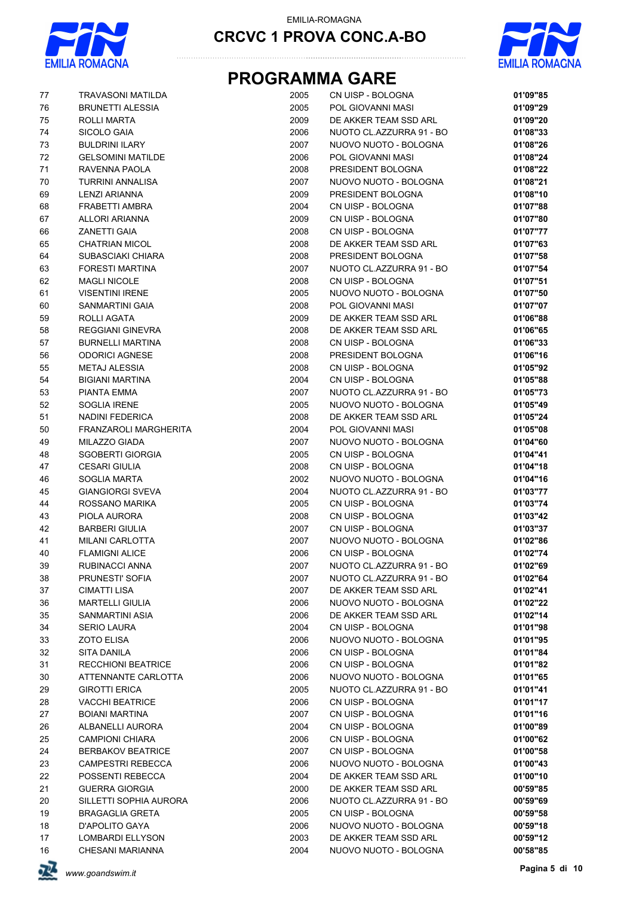EMILIA-ROMAGNA

# CRCVC 1 PROVA CONC.A-BO

## PROGRAMMA GARE

| | | | | |
|---|---|---|---|---|
| 77 | TRAVASONI MATILDA | 2005 | CN UISP - BOLOGNA | **01'09"85** |
| 76 | BRUNETTI ALESSIA | 2005 | POL GIOVANNI MASI | **01'09"29** |
| 75 | ROLLI MARTA | 2009 | DE AKKER TEAM SSD ARL | **01'09"20** |
| 74 | SICOLO GAIA | 2006 | NUOTO CL.AZZURRA 91 - BO | **01'08"33** |
| 73 | BULDRINI ILARY | 2007 | NUOVO NUOTO - BOLOGNA | **01'08"26** |
| 72 | GELSOMINI MATILDE | 2006 | POL GIOVANNI MASI | **01'08"24** |
| 71 | RAVENNA PAOLA | 2008 | PRESIDENT BOLOGNA | **01'08"22** |
| 70 | TURRINI ANNALISA | 2007 | NUOVO NUOTO - BOLOGNA | **01'08"21** |
| 69 | LENZI ARIANNA | 2009 | PRESIDENT BOLOGNA | **01'08"10** |
| 68 | FRABETTI AMBRA | 2004 | CN UISP - BOLOGNA | **01'07"88** |
| 67 | ALLORI ARIANNA | 2009 | CN UISP - BOLOGNA | **01'07"80** |
| 66 | ZANETTI GAIA | 2008 | CN UISP - BOLOGNA | **01'07"77** |
| 65 | CHATRIAN MICOL | 2008 | DE AKKER TEAM SSD ARL | **01'07"63** |
| 64 | SUBASCIAKI CHIARA | 2008 | PRESIDENT BOLOGNA | **01'07"58** |
| 63 | FORESTI MARTINA | 2007 | NUOTO CL.AZZURRA 91 - BO | **01'07"54** |
| 62 | MAGLI NICOLE | 2008 | CN UISP - BOLOGNA | **01'07"51** |
| 61 | VISENTINI IRENE | 2005 | NUOVO NUOTO - BOLOGNA | **01'07"50** |
| 60 | SANMARTINI GAIA | 2008 | POL GIOVANNI MASI | **01'07"07** |
| 59 | ROLLI AGATA | 2009 | DE AKKER TEAM SSD ARL | **01'06"88** |
| 58 | REGGIANI GINEVRA | 2008 | DE AKKER TEAM SSD ARL | **01'06"65** |
| 57 | BURNELLI MARTINA | 2008 | CN UISP - BOLOGNA | **01'06"33** |
| 56 | ODORICI AGNESE | 2008 | PRESIDENT BOLOGNA | **01'06"16** |
| 55 | METAJ ALESSIA | 2008 | CN UISP - BOLOGNA | **01'05"92** |
| 54 | BIGIANI MARTINA | 2004 | CN UISP - BOLOGNA | **01'05"88** |
| 53 | PIANTA EMMA | 2007 | NUOTO CL.AZZURRA 91 - BO | **01'05"73** |
| 52 | SOGLIA IRENE | 2005 | NUOVO NUOTO - BOLOGNA | **01'05"49** |
| 51 | NADINI FEDERICA | 2008 | DE AKKER TEAM SSD ARL | **01'05"24** |
| 50 | FRANZAROLI MARGHERITA | 2004 | POL GIOVANNI MASI | **01'05"08** |
| 49 | MILAZZO GIADA | 2007 | NUOVO NUOTO - BOLOGNA | **01'04"60** |
| 48 | SGOBERTI GIORGIA | 2005 | CN UISP - BOLOGNA | **01'04"41** |
| 47 | CESARI GIULIA | 2008 | CN UISP - BOLOGNA | **01'04"18** |
| 46 | SOGLIA MARTA | 2002 | NUOVO NUOTO - BOLOGNA | **01'04"16** |
| 45 | GIANGIORGI SVEVA | 2004 | NUOTO CL.AZZURRA 91 - BO | **01'03"77** |
| 44 | ROSSANO MARIKA | 2005 | CN UISP - BOLOGNA | **01'03"74** |
| 43 | PIOLA AURORA | 2008 | CN UISP - BOLOGNA | **01'03"42** |
| 42 | BARBERI GIULIA | 2007 | CN UISP - BOLOGNA | **01'03"37** |
| 41 | MILANI CARLOTTA | 2007 | NUOVO NUOTO - BOLOGNA | **01'02"86** |
| 40 | FLAMIGNI ALICE | 2006 | CN UISP - BOLOGNA | **01'02"74** |
| 39 | RUBINACCI ANNA | 2007 | NUOTO CL.AZZURRA 91 - BO | **01'02"69** |
| 38 | PRUNESTI' SOFIA | 2007 | NUOTO CL.AZZURRA 91 - BO | **01'02"64** |
| 37 | CIMATTI LISA | 2007 | DE AKKER TEAM SSD ARL | **01'02"41** |
| 36 | MARTELLI GIULIA | 2006 | NUOVO NUOTO - BOLOGNA | **01'02"22** |
| 35 | SANMARTINI ASIA | 2006 | DE AKKER TEAM SSD ARL | **01'02"14** |
| 34 | SERIO LAURA | 2004 | CN UISP - BOLOGNA | **01'01"98** |
| 33 | ZOTO ELISA | 2006 | NUOVO NUOTO - BOLOGNA | **01'01"95** |
| 32 | SITA DANILA | 2006 | CN UISP - BOLOGNA | **01'01"84** |
| 31 | RECCHIONI BEATRICE | 2006 | CN UISP - BOLOGNA | **01'01"82** |
| 30 | ATTENNANTE CARLOTTA | 2006 | NUOVO NUOTO - BOLOGNA | **01'01"65** |
| 29 | GIROTTI ERICA | 2005 | NUOTO CL.AZZURRA 91 - BO | **01'01"41** |
| 28 | VACCHI BEATRICE | 2006 | CN UISP - BOLOGNA | **01'01"17** |
| 27 | BOIANI MARTINA | 2007 | CN UISP - BOLOGNA | **01'01"16** |
| 26 | ALBANELLI AURORA | 2004 | CN UISP - BOLOGNA | **01'00"89** |
| 25 | CAMPIONI CHIARA | 2006 | CN UISP - BOLOGNA | **01'00"62** |
| 24 | BERBAKOV BEATRICE | 2007 | CN UISP - BOLOGNA | **01'00"58** |
| 23 | CAMPESTRI REBECCA | 2006 | NUOVO NUOTO - BOLOGNA | **01'00"43** |
| 22 | POSSENTI REBECCA | 2004 | DE AKKER TEAM SSD ARL | **01'00"10** |
| 21 | GUERRA GIORGIA | 2000 | DE AKKER TEAM SSD ARL | **00'59"85** |
| 20 | SILLETTI SOPHIA AURORA | 2006 | NUOTO CL.AZZURRA 91 - BO | **00'59"69** |
| 19 | BRAGAGLIA GRETA | 2005 | CN UISP - BOLOGNA | **00'59"58** |
| 18 | D'APOLITO GAYA | 2006 | NUOVO NUOTO - BOLOGNA | **00'59"18** |
| 17 | LOMBARDI ELLYSON | 2003 | DE AKKER TEAM SSD ARL | **00'59"12** |
| 16 | CHESANI MARIANNA | 2004 | NUOVO NUOTO - BOLOGNA | **00'58"85** |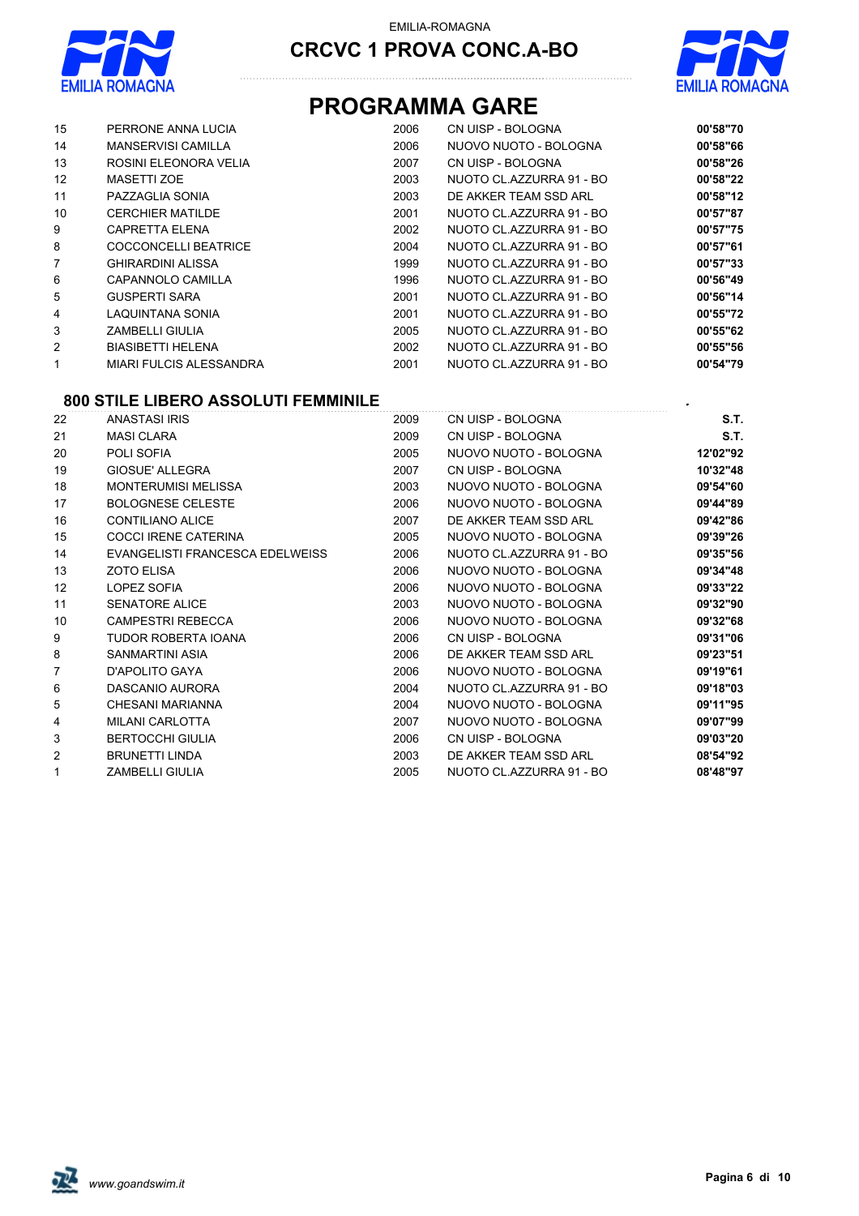# PROGRAMMA GARE

| | | | | |
|---|---|---|---|---|
| 15 | PERRONE ANNA LUCIA | 2006 | CN UISP - BOLOGNA | **00'58"70** |
| 14 | MANSERVISI CAMILLA | 2006 | NUOVO NUOTO - BOLOGNA | **00'58"66** |
| 13 | ROSINI ELEONORA VELIA | 2007 | CN UISP - BOLOGNA | **00'58"26** |
| 12 | MASETTI ZOE | 2003 | NUOTO CL.AZZURRA 91 - BO | **00'58"22** |
| 11 | PAZZAGLIA SONIA | 2003 | DE AKKER TEAM SSD ARL | **00'58"12** |
| 10 | CERCHIER MATILDE | 2001 | NUOTO CL.AZZURRA 91 - BO | **00'57"87** |
| 9 | CAPRETTA ELENA | 2002 | NUOTO CL.AZZURRA 91 - BO | **00'57"75** |
| 8 | COCCONCELLI BEATRICE | 2004 | NUOTO CL.AZZURRA 91 - BO | **00'57"61** |
| 7 | GHIRARDINI ALISSA | 1999 | NUOTO CL.AZZURRA 91 - BO | **00'57"33** |
| 6 | CAPANNOLO CAMILLA | 1996 | NUOTO CL.AZZURRA 91 - BO | **00'56"49** |
| 5 | GUSPERTI SARA | 2001 | NUOTO CL.AZZURRA 91 - BO | **00'56"14** |
| 4 | LAQUINTANA SONIA | 2001 | NUOTO CL.AZZURRA 91 - BO | **00'55"72** |
| 3 | ZAMBELLI GIULIA | 2005 | NUOTO CL.AZZURRA 91 - BO | **00'55"62** |
| 2 | BIASIBETTI HELENA | 2002 | NUOTO CL.AZZURRA 91 - BO | **00'55"56** |
| 1 | MIARI FULCIS ALESSANDRA | 2001 | NUOTO CL.AZZURRA 91 - BO | **00'54"79** |

## 800 STILE LIBERO ASSOLUTI FEMMINILE

| | | | | |
|---|---|---|---|---|
| 22 | ANASTASI IRIS | 2009 | CN UISP - BOLOGNA | **S.T.** |
| 21 | MASI CLARA | 2009 | CN UISP - BOLOGNA | **S.T.** |
| 20 | POLI SOFIA | 2005 | NUOVO NUOTO - BOLOGNA | **12'02"92** |
| 19 | GIOSUE' ALLEGRA | 2007 | CN UISP - BOLOGNA | **10'32"48** |
| 18 | MONTERUMISI MELISSA | 2003 | NUOVO NUOTO - BOLOGNA | **09'54"60** |
| 17 | BOLOGNESE CELESTE | 2006 | NUOVO NUOTO - BOLOGNA | **09'44"89** |
| 16 | CONTILIANO ALICE | 2007 | DE AKKER TEAM SSD ARL | **09'42"86** |
| 15 | COCCI IRENE CATERINA | 2005 | NUOVO NUOTO - BOLOGNA | **09'39"26** |
| 14 | EVANGELISTI FRANCESCA EDELWEISS | 2006 | NUOTO CL.AZZURRA 91 - BO | **09'35"56** |
| 13 | ZOTO ELISA | 2006 | NUOVO NUOTO - BOLOGNA | **09'34"48** |
| 12 | LOPEZ SOFIA | 2006 | NUOVO NUOTO - BOLOGNA | **09'33"22** |
| 11 | SENATORE ALICE | 2003 | NUOVO NUOTO - BOLOGNA | **09'32"90** |
| 10 | CAMPESTRI REBECCA | 2006 | NUOVO NUOTO - BOLOGNA | **09'32"68** |
| 9 | TUDOR ROBERTA IOANA | 2006 | CN UISP - BOLOGNA | **09'31"06** |
| 8 | SANMARTINI ASIA | 2006 | DE AKKER TEAM SSD ARL | **09'23"51** |
| 7 | D'APOLITO GAYA | 2006 | NUOVO NUOTO - BOLOGNA | **09'19"61** |
| 6 | DASCANIO AURORA | 2004 | NUOTO CL.AZZURRA 91 - BO | **09'18"03** |
| 5 | CHESANI MARIANNA | 2004 | NUOVO NUOTO - BOLOGNA | **09'11"95** |
| 4 | MILANI CARLOTTA | 2007 | NUOVO NUOTO - BOLOGNA | **09'07"99** |
| 3 | BERTOCCHI GIULIA | 2006 | CN UISP - BOLOGNA | **09'03"20** |
| 2 | BRUNETTI LINDA | 2003 | DE AKKER TEAM SSD ARL | **08'54"92** |
| 1 | ZAMBELLI GIULIA | 2005 | NUOTO CL.AZZURRA 91 - BO | **08'48"97** |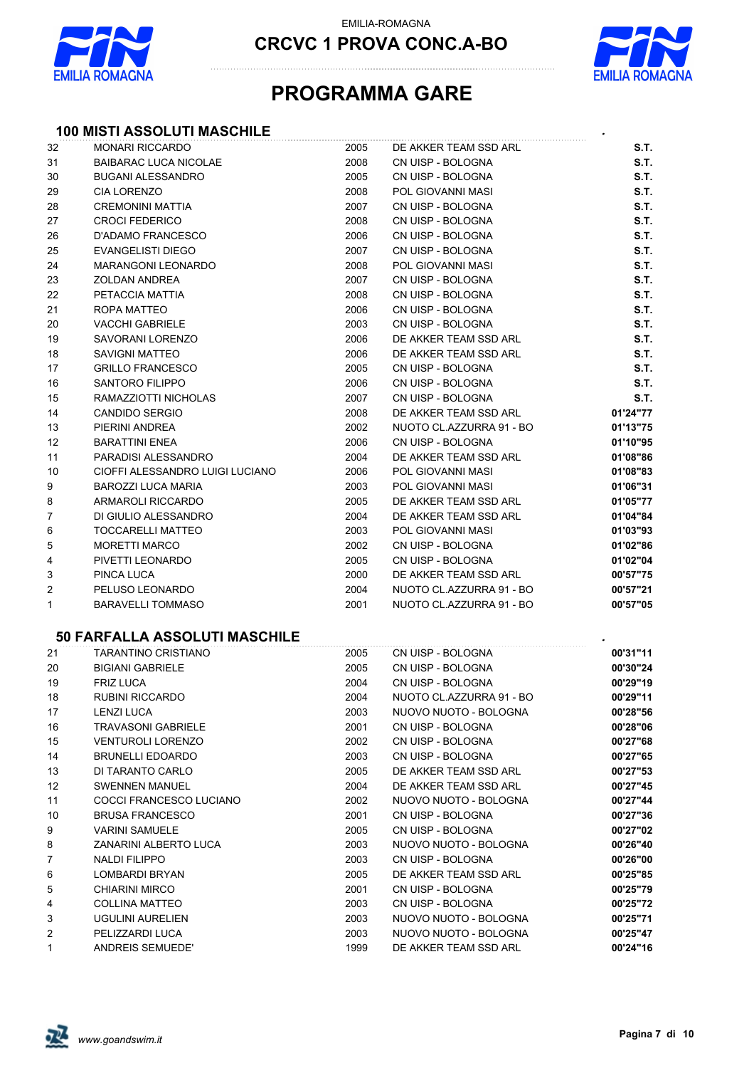EMILIA-ROMAGNA

# CRCVC 1 PROVA CONC.A-BO

# PROGRAMMA GARE

## 100 MISTI ASSOLUTI MASCHILE

| | | | | |
|---|---|---|---|---|
| 32 | MONARI RICCARDO | 2005 | DE AKKER TEAM SSD ARL | S.T. |
| 31 | BAIBARAC LUCA NICOLAE | 2008 | CN UISP - BOLOGNA | S.T. |
| 30 | BUGANI ALESSANDRO | 2005 | CN UISP - BOLOGNA | S.T. |
| 29 | CIA LORENZO | 2008 | POL GIOVANNI MASI | S.T. |
| 28 | CREMONINI MATTIA | 2007 | CN UISP - BOLOGNA | S.T. |
| 27 | CROCI FEDERICO | 2008 | CN UISP - BOLOGNA | S.T. |
| 26 | D'ADAMO FRANCESCO | 2006 | CN UISP - BOLOGNA | S.T. |
| 25 | EVANGELISTI DIEGO | 2007 | CN UISP - BOLOGNA | S.T. |
| 24 | MARANGONI LEONARDO | 2008 | POL GIOVANNI MASI | S.T. |
| 23 | ZOLDAN ANDREA | 2007 | CN UISP - BOLOGNA | S.T. |
| 22 | PETACCIA MATTIA | 2008 | CN UISP - BOLOGNA | S.T. |
| 21 | ROPA MATTEO | 2006 | CN UISP - BOLOGNA | S.T. |
| 20 | VACCHI GABRIELE | 2003 | CN UISP - BOLOGNA | S.T. |
| 19 | SAVORANI LORENZO | 2006 | DE AKKER TEAM SSD ARL | S.T. |
| 18 | SAVIGNI MATTEO | 2006 | DE AKKER TEAM SSD ARL | S.T. |
| 17 | GRILLO FRANCESCO | 2005 | CN UISP - BOLOGNA | S.T. |
| 16 | SANTORO FILIPPO | 2006 | CN UISP - BOLOGNA | S.T. |
| 15 | RAMAZZIOTTI NICHOLAS | 2007 | CN UISP - BOLOGNA | S.T. |
| 14 | CANDIDO SERGIO | 2008 | DE AKKER TEAM SSD ARL | 01'24"77 |
| 13 | PIERINI ANDREA | 2002 | NUOTO CL.AZZURRA 91 - BO | 01'13"75 |
| 12 | BARATTINI ENEA | 2006 | CN UISP - BOLOGNA | 01'10"95 |
| 11 | PARADISI ALESSANDRO | 2004 | DE AKKER TEAM SSD ARL | 01'08"86 |
| 10 | CIOFFI ALESSANDRO LUIGI LUCIANO | 2006 | POL GIOVANNI MASI | 01'08"83 |
| 9 | BAROZZI LUCA MARIA | 2003 | POL GIOVANNI MASI | 01'06"31 |
| 8 | ARMAROLI RICCARDO | 2005 | DE AKKER TEAM SSD ARL | 01'05"77 |
| 7 | DI GIULIO ALESSANDRO | 2004 | DE AKKER TEAM SSD ARL | 01'04"84 |
| 6 | TOCCARELLI MATTEO | 2003 | POL GIOVANNI MASI | 01'03"93 |
| 5 | MORETTI MARCO | 2002 | CN UISP - BOLOGNA | 01'02"86 |
| 4 | PIVETTI LEONARDO | 2005 | CN UISP - BOLOGNA | 01'02"04 |
| 3 | PINCA LUCA | 2000 | DE AKKER TEAM SSD ARL | 00'57"75 |
| 2 | PELUSO LEONARDO | 2004 | NUOTO CL.AZZURRA 91 - BO | 00'57"21 |
| 1 | BARAVELLI TOMMASO | 2001 | NUOTO CL.AZZURRA 91 - BO | 00'57"05 |

## 50 FARFALLA ASSOLUTI MASCHILE

| | | | | |
|---|---|---|---|---|
| 21 | TARANTINO CRISTIANO | 2005 | CN UISP - BOLOGNA | 00'31"11 |
| 20 | BIGIANI GABRIELE | 2005 | CN UISP - BOLOGNA | 00'30"24 |
| 19 | FRIZ LUCA | 2004 | CN UISP - BOLOGNA | 00'29"19 |
| 18 | RUBINI RICCARDO | 2004 | NUOTO CL.AZZURRA 91 - BO | 00'29"11 |
| 17 | LENZI LUCA | 2003 | NUOVO NUOTO - BOLOGNA | 00'28"56 |
| 16 | TRAVASONI GABRIELE | 2001 | CN UISP - BOLOGNA | 00'28"06 |
| 15 | VENTUROLI LORENZO | 2002 | CN UISP - BOLOGNA | 00'27"68 |
| 14 | BRUNELLI EDOARDO | 2003 | CN UISP - BOLOGNA | 00'27"65 |
| 13 | DI TARANTO CARLO | 2005 | DE AKKER TEAM SSD ARL | 00'27"53 |
| 12 | SWENNEN MANUEL | 2004 | DE AKKER TEAM SSD ARL | 00'27"45 |
| 11 | COCCI FRANCESCO LUCIANO | 2002 | NUOVO NUOTO - BOLOGNA | 00'27"44 |
| 10 | BRUSA FRANCESCO | 2001 | CN UISP - BOLOGNA | 00'27"36 |
| 9 | VARINI SAMUELE | 2005 | CN UISP - BOLOGNA | 00'27"02 |
| 8 | ZANARINI ALBERTO LUCA | 2003 | NUOVO NUOTO - BOLOGNA | 00'26"40 |
| 7 | NALDI FILIPPO | 2003 | CN UISP - BOLOGNA | 00'26"00 |
| 6 | LOMBARDI BRYAN | 2005 | DE AKKER TEAM SSD ARL | 00'25"85 |
| 5 | CHIARINI MIRCO | 2001 | CN UISP - BOLOGNA | 00'25"79 |
| 4 | COLLINA MATTEO | 2003 | CN UISP - BOLOGNA | 00'25"72 |
| 3 | UGULINI AURELIEN | 2003 | NUOVO NUOTO - BOLOGNA | 00'25"71 |
| 2 | PELIZZARDI LUCA | 2003 | NUOVO NUOTO - BOLOGNA | 00'25"47 |
| 1 | ANDREIS SEMUEDE' | 1999 | DE AKKER TEAM SSD ARL | 00'24"16 |

*www.goandswim.it*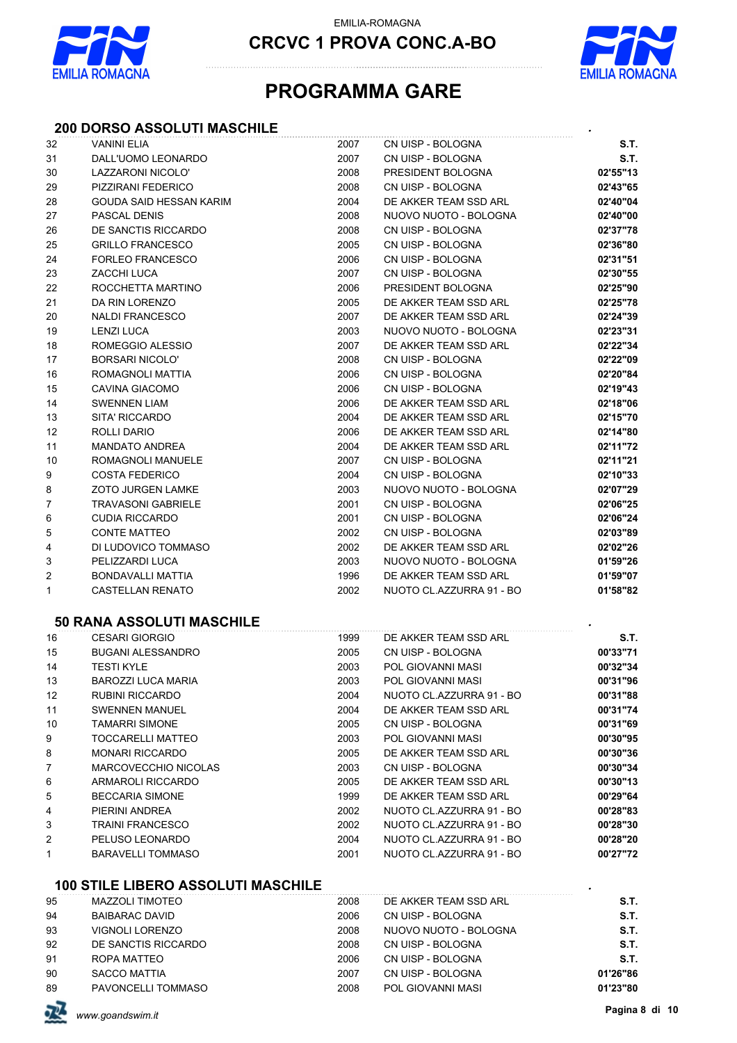EMILIA-ROMAGNA

# CRCVC 1 PROVA CONC.A-BO

## PROGRAMMA GARE

### 200 DORSO ASSOLUTI MASCHILE

| | | | | |
|---|---|---|---|---|
| 32 | VANINI ELIA | 2007 | CN UISP - BOLOGNA | S.T. |
| 31 | DALL'UOMO LEONARDO | 2007 | CN UISP - BOLOGNA | S.T. |
| 30 | LAZZARONI NICOLO' | 2008 | PRESIDENT BOLOGNA | 02'55"13 |
| 29 | PIZZIRANI FEDERICO | 2008 | CN UISP - BOLOGNA | 02'43"65 |
| 28 | GOUDA SAID HESSAN KARIM | 2004 | DE AKKER TEAM SSD ARL | 02'40"04 |
| 27 | PASCAL DENIS | 2008 | NUOVO NUOTO - BOLOGNA | 02'40"00 |
| 26 | DE SANCTIS RICCARDO | 2008 | CN UISP - BOLOGNA | 02'37"78 |
| 25 | GRILLO FRANCESCO | 2005 | CN UISP - BOLOGNA | 02'36"80 |
| 24 | FORLEO FRANCESCO | 2006 | CN UISP - BOLOGNA | 02'31"51 |
| 23 | ZACCHI LUCA | 2007 | CN UISP - BOLOGNA | 02'30"55 |
| 22 | ROCCHETTA MARTINO | 2006 | PRESIDENT BOLOGNA | 02'25"90 |
| 21 | DA RIN LORENZO | 2005 | DE AKKER TEAM SSD ARL | 02'25"78 |
| 20 | NALDI FRANCESCO | 2007 | DE AKKER TEAM SSD ARL | 02'24"39 |
| 19 | LENZI LUCA | 2003 | NUOVO NUOTO - BOLOGNA | 02'23"31 |
| 18 | ROMEGGIO ALESSIO | 2007 | DE AKKER TEAM SSD ARL | 02'22"34 |
| 17 | BORSARI NICOLO' | 2008 | CN UISP - BOLOGNA | 02'22"09 |
| 16 | ROMAGNOLI MATTIA | 2006 | CN UISP - BOLOGNA | 02'20"84 |
| 15 | CAVINA GIACOMO | 2006 | CN UISP - BOLOGNA | 02'19"43 |
| 14 | SWENNEN LIAM | 2006 | DE AKKER TEAM SSD ARL | 02'18"06 |
| 13 | SITA' RICCARDO | 2004 | DE AKKER TEAM SSD ARL | 02'15"70 |
| 12 | ROLLI DARIO | 2006 | DE AKKER TEAM SSD ARL | 02'14"80 |
| 11 | MANDATO ANDREA | 2004 | DE AKKER TEAM SSD ARL | 02'11"72 |
| 10 | ROMAGNOLI MANUELE | 2007 | CN UISP - BOLOGNA | 02'11"21 |
| 9 | COSTA FEDERICO | 2004 | CN UISP - BOLOGNA | 02'10"33 |
| 8 | ZOTO JURGEN LAMKE | 2003 | NUOVO NUOTO - BOLOGNA | 02'07"29 |
| 7 | TRAVASONI GABRIELE | 2001 | CN UISP - BOLOGNA | 02'06"25 |
| 6 | CUDIA RICCARDO | 2001 | CN UISP - BOLOGNA | 02'06"24 |
| 5 | CONTE MATTEO | 2002 | CN UISP - BOLOGNA | 02'03"89 |
| 4 | DI LUDOVICO TOMMASO | 2002 | DE AKKER TEAM SSD ARL | 02'02"26 |
| 3 | PELIZZARDI LUCA | 2003 | NUOVO NUOTO - BOLOGNA | 01'59"26 |
| 2 | BONDAVALLI MATTIA | 1996 | DE AKKER TEAM SSD ARL | 01'59"07 |
| 1 | CASTELLAN RENATO | 2002 | NUOTO CL.AZZURRA 91 - BO | 01'58"82 |

### 50 RANA ASSOLUTI MASCHILE

| | | | | |
|---|---|---|---|---|
| 16 | CESARI GIORGIO | 1999 | DE AKKER TEAM SSD ARL | S.T. |
| 15 | BUGANI ALESSANDRO | 2005 | CN UISP - BOLOGNA | 00'33"71 |
| 14 | TESTI KYLE | 2003 | POL GIOVANNI MASI | 00'32"34 |
| 13 | BAROZZI LUCA MARIA | 2003 | POL GIOVANNI MASI | 00'31"96 |
| 12 | RUBINI RICCARDO | 2004 | NUOTO CL.AZZURRA 91 - BO | 00'31"88 |
| 11 | SWENNEN MANUEL | 2004 | DE AKKER TEAM SSD ARL | 00'31"74 |
| 10 | TAMARRI SIMONE | 2005 | CN UISP - BOLOGNA | 00'31"69 |
| 9 | TOCCARELLI MATTEO | 2003 | POL GIOVANNI MASI | 00'30"95 |
| 8 | MONARI RICCARDO | 2005 | DE AKKER TEAM SSD ARL | 00'30"36 |
| 7 | MARCOVECCHIO NICOLAS | 2003 | CN UISP - BOLOGNA | 00'30"34 |
| 6 | ARMAROLI RICCARDO | 2005 | DE AKKER TEAM SSD ARL | 00'30"13 |
| 5 | BECCARIA SIMONE | 1999 | DE AKKER TEAM SSD ARL | 00'29"64 |
| 4 | PIERINI ANDREA | 2002 | NUOTO CL.AZZURRA 91 - BO | 00'28"83 |
| 3 | TRAINI FRANCESCO | 2002 | NUOTO CL.AZZURRA 91 - BO | 00'28"30 |
| 2 | PELUSO LEONARDO | 2004 | NUOTO CL.AZZURRA 91 - BO | 00'28"20 |
| 1 | BARAVELLI TOMMASO | 2001 | NUOTO CL.AZZURRA 91 - BO | 00'27"72 |

### 100 STILE LIBERO ASSOLUTI MASCHILE

| | | | | |
|---|---|---|---|---|
| 95 | MAZZOLI TIMOTEO | 2008 | DE AKKER TEAM SSD ARL | S.T. |
| 94 | BAIBARAC DAVID | 2006 | CN UISP - BOLOGNA | S.T. |
| 93 | VIGNOLI LORENZO | 2008 | NUOVO NUOTO - BOLOGNA | S.T. |
| 92 | DE SANCTIS RICCARDO | 2008 | CN UISP - BOLOGNA | S.T. |
| 91 | ROPA MATTEO | 2006 | CN UISP - BOLOGNA | S.T. |
| 90 | SACCO MATTIA | 2007 | CN UISP - BOLOGNA | 01'26"86 |
| 89 | PAVONCELLI TOMMASO | 2008 | POL GIOVANNI MASI | 01'23"80 |

*www.goandswim.it*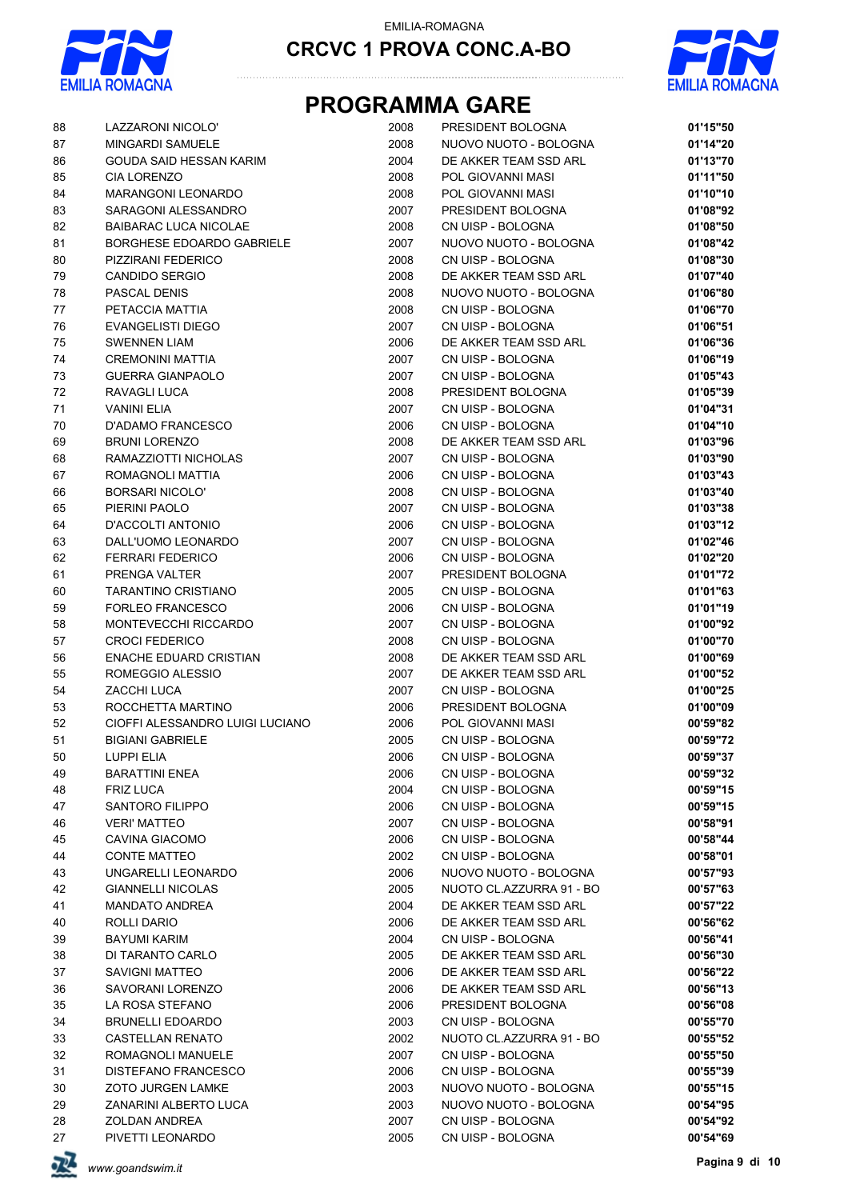EMILIA-ROMAGNA

# CRCVC 1 PROVA CONC.A-BO

## PROGRAMMA GARE

| | | | | |
|---|---|---|---|---|
| 88 | LAZZARONI NICOLO' | 2008 | PRESIDENT BOLOGNA | **01'15"50** |
| 87 | MINGARDI SAMUELE | 2008 | NUOVO NUOTO - BOLOGNA | **01'14"20** |
| 86 | GOUDA SAID HESSAN KARIM | 2004 | DE AKKER TEAM SSD ARL | **01'13"70** |
| 85 | CIA LORENZO | 2008 | POL GIOVANNI MASI | **01'11"50** |
| 84 | MARANGONI LEONARDO | 2008 | POL GIOVANNI MASI | **01'10"10** |
| 83 | SARAGONI ALESSANDRO | 2007 | PRESIDENT BOLOGNA | **01'08"92** |
| 82 | BAIBARAC LUCA NICOLAE | 2008 | CN UISP - BOLOGNA | **01'08"50** |
| 81 | BORGHESE EDOARDO GABRIELE | 2007 | NUOVO NUOTO - BOLOGNA | **01'08"42** |
| 80 | PIZZIRANI FEDERICO | 2008 | CN UISP - BOLOGNA | **01'08"30** |
| 79 | CANDIDO SERGIO | 2008 | DE AKKER TEAM SSD ARL | **01'07"40** |
| 78 | PASCAL DENIS | 2008 | NUOVO NUOTO - BOLOGNA | **01'06"80** |
| 77 | PETACCIA MATTIA | 2008 | CN UISP - BOLOGNA | **01'06"70** |
| 76 | EVANGELISTI DIEGO | 2007 | CN UISP - BOLOGNA | **01'06"51** |
| 75 | SWENNEN LIAM | 2006 | DE AKKER TEAM SSD ARL | **01'06"36** |
| 74 | CREMONINI MATTIA | 2007 | CN UISP - BOLOGNA | **01'06"19** |
| 73 | GUERRA GIANPAOLO | 2007 | CN UISP - BOLOGNA | **01'05"43** |
| 72 | RAVAGLI LUCA | 2008 | PRESIDENT BOLOGNA | **01'05"39** |
| 71 | VANINI ELIA | 2007 | CN UISP - BOLOGNA | **01'04"31** |
| 70 | D'ADAMO FRANCESCO | 2006 | CN UISP - BOLOGNA | **01'04"10** |
| 69 | BRUNI LORENZO | 2008 | DE AKKER TEAM SSD ARL | **01'03"96** |
| 68 | RAMAZZIOTTI NICHOLAS | 2007 | CN UISP - BOLOGNA | **01'03"90** |
| 67 | ROMAGNOLI MATTIA | 2006 | CN UISP - BOLOGNA | **01'03"43** |
| 66 | BORSARI NICOLO' | 2008 | CN UISP - BOLOGNA | **01'03"40** |
| 65 | PIERINI PAOLO | 2007 | CN UISP - BOLOGNA | **01'03"38** |
| 64 | D'ACCOLTI ANTONIO | 2006 | CN UISP - BOLOGNA | **01'03"12** |
| 63 | DALL'UOMO LEONARDO | 2007 | CN UISP - BOLOGNA | **01'02"46** |
| 62 | FERRARI FEDERICO | 2006 | CN UISP - BOLOGNA | **01'02"20** |
| 61 | PRENGA VALTER | 2007 | PRESIDENT BOLOGNA | **01'01"72** |
| 60 | TARANTINO CRISTIANO | 2005 | CN UISP - BOLOGNA | **01'01"63** |
| 59 | FORLEO FRANCESCO | 2006 | CN UISP - BOLOGNA | **01'01"19** |
| 58 | MONTEVECCHI RICCARDO | 2007 | CN UISP - BOLOGNA | **01'00"92** |
| 57 | CROCI FEDERICO | 2008 | CN UISP - BOLOGNA | **01'00"70** |
| 56 | ENACHE EDUARD CRISTIAN | 2008 | DE AKKER TEAM SSD ARL | **01'00"69** |
| 55 | ROMEGGIO ALESSIO | 2007 | DE AKKER TEAM SSD ARL | **01'00"52** |
| 54 | ZACCHI LUCA | 2007 | CN UISP - BOLOGNA | **01'00"25** |
| 53 | ROCCHETTA MARTINO | 2006 | PRESIDENT BOLOGNA | **01'00"09** |
| 52 | CIOFFI ALESSANDRO LUIGI LUCIANO | 2006 | POL GIOVANNI MASI | **00'59"82** |
| 51 | BIGIANI GABRIELE | 2005 | CN UISP - BOLOGNA | **00'59"72** |
| 50 | LUPPI ELIA | 2006 | CN UISP - BOLOGNA | **00'59"37** |
| 49 | BARATTINI ENEA | 2006 | CN UISP - BOLOGNA | **00'59"32** |
| 48 | FRIZ LUCA | 2004 | CN UISP - BOLOGNA | **00'59"15** |
| 47 | SANTORO FILIPPO | 2006 | CN UISP - BOLOGNA | **00'59"15** |
| 46 | VERI' MATTEO | 2007 | CN UISP - BOLOGNA | **00'58"91** |
| 45 | CAVINA GIACOMO | 2006 | CN UISP - BOLOGNA | **00'58"44** |
| 44 | CONTE MATTEO | 2002 | CN UISP - BOLOGNA | **00'58"01** |
| 43 | UNGARELLI LEONARDO | 2006 | NUOVO NUOTO - BOLOGNA | **00'57"93** |
| 42 | GIANNELLI NICOLAS | 2005 | NUOTO CL.AZZURRA 91 - BO | **00'57"63** |
| 41 | MANDATO ANDREA | 2004 | DE AKKER TEAM SSD ARL | **00'57"22** |
| 40 | ROLLI DARIO | 2006 | DE AKKER TEAM SSD ARL | **00'56"62** |
| 39 | BAYUMI KARIM | 2004 | CN UISP - BOLOGNA | **00'56"41** |
| 38 | DI TARANTO CARLO | 2005 | DE AKKER TEAM SSD ARL | **00'56"30** |
| 37 | SAVIGNI MATTEO | 2006 | DE AKKER TEAM SSD ARL | **00'56"22** |
| 36 | SAVORANI LORENZO | 2006 | DE AKKER TEAM SSD ARL | **00'56"13** |
| 35 | LA ROSA STEFANO | 2006 | PRESIDENT BOLOGNA | **00'56"08** |
| 34 | BRUNELLI EDOARDO | 2003 | CN UISP - BOLOGNA | **00'55"70** |
| 33 | CASTELLAN RENATO | 2002 | NUOTO CL.AZZURRA 91 - BO | **00'55"52** |
| 32 | ROMAGNOLI MANUELE | 2007 | CN UISP - BOLOGNA | **00'55"50** |
| 31 | DISTEFANO FRANCESCO | 2006 | CN UISP - BOLOGNA | **00'55"39** |
| 30 | ZOTO JURGEN LAMKE | 2003 | NUOVO NUOTO - BOLOGNA | **00'55"15** |
| 29 | ZANARINI ALBERTO LUCA | 2003 | NUOVO NUOTO - BOLOGNA | **00'54"95** |
| 28 | ZOLDAN ANDREA | 2007 | CN UISP - BOLOGNA | **00'54"92** |
| 27 | PIVETTI LEONARDO | 2005 | CN UISP - BOLOGNA | **00'54"69** |

*www.goandswim.it*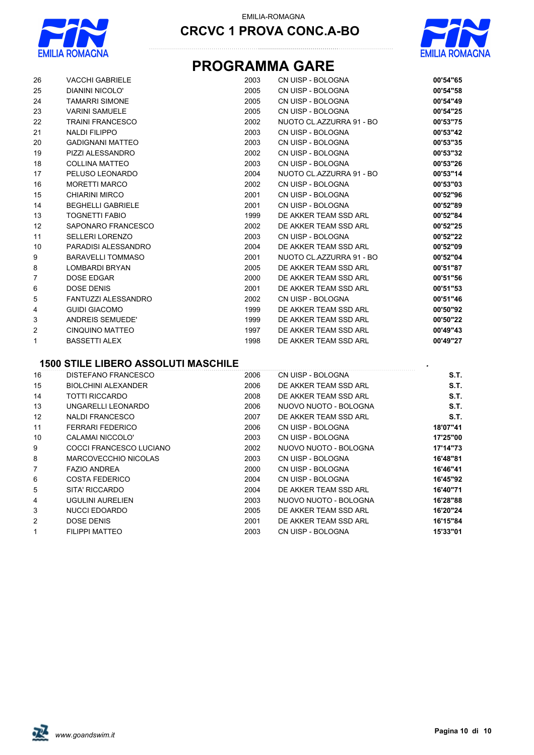# PROGRAMMA GARE

| | | | | |
|---|---|---|---|---|
| 26 | VACCHI GABRIELE | 2003 | CN UISP - BOLOGNA | **00'54"65** |
| 25 | DIANINI NICOLO' | 2005 | CN UISP - BOLOGNA | **00'54"58** |
| 24 | TAMARRI SIMONE | 2005 | CN UISP - BOLOGNA | **00'54"49** |
| 23 | VARINI SAMUELE | 2005 | CN UISP - BOLOGNA | **00'54"25** |
| 22 | TRAINI FRANCESCO | 2002 | NUOTO CL.AZZURRA 91 - BO | **00'53"75** |
| 21 | NALDI FILIPPO | 2003 | CN UISP - BOLOGNA | **00'53"42** |
| 20 | GADIGNANI MATTEO | 2003 | CN UISP - BOLOGNA | **00'53"35** |
| 19 | PIZZI ALESSANDRO | 2002 | CN UISP - BOLOGNA | **00'53"32** |
| 18 | COLLINA MATTEO | 2003 | CN UISP - BOLOGNA | **00'53"26** |
| 17 | PELUSO LEONARDO | 2004 | NUOTO CL.AZZURRA 91 - BO | **00'53"14** |
| 16 | MORETTI MARCO | 2002 | CN UISP - BOLOGNA | **00'53"03** |
| 15 | CHIARINI MIRCO | 2001 | CN UISP - BOLOGNA | **00'52"96** |
| 14 | BEGHELLI GABRIELE | 2001 | CN UISP - BOLOGNA | **00'52"89** |
| 13 | TOGNETTI FABIO | 1999 | DE AKKER TEAM SSD ARL | **00'52"84** |
| 12 | SAPONARO FRANCESCO | 2002 | DE AKKER TEAM SSD ARL | **00'52"25** |
| 11 | SELLERI LORENZO | 2003 | CN UISP - BOLOGNA | **00'52"22** |
| 10 | PARADISI ALESSANDRO | 2004 | DE AKKER TEAM SSD ARL | **00'52"09** |
| 9 | BARAVELLI TOMMASO | 2001 | NUOTO CL.AZZURRA 91 - BO | **00'52"04** |
| 8 | LOMBARDI BRYAN | 2005 | DE AKKER TEAM SSD ARL | **00'51"87** |
| 7 | DOSE EDGAR | 2000 | DE AKKER TEAM SSD ARL | **00'51"56** |
| 6 | DOSE DENIS | 2001 | DE AKKER TEAM SSD ARL | **00'51"53** |
| 5 | FANTUZZI ALESSANDRO | 2002 | CN UISP - BOLOGNA | **00'51"46** |
| 4 | GUIDI GIACOMO | 1999 | DE AKKER TEAM SSD ARL | **00'50"92** |
| 3 | ANDREIS SEMUEDE' | 1999 | DE AKKER TEAM SSD ARL | **00'50"22** |
| 2 | CINQUINO MATTEO | 1997 | DE AKKER TEAM SSD ARL | **00'49"43** |
| 1 | BASSETTI ALEX | 1998 | DE AKKER TEAM SSD ARL | **00'49"27** |

## 1500 STILE LIBERO ASSOLUTI MASCHILE

| | | | | |
|---|---|---|---|---|
| 16 | DISTEFANO FRANCESCO | 2006 | CN UISP - BOLOGNA | **S.T.** |
| 15 | BIOLCHINI ALEXANDER | 2006 | DE AKKER TEAM SSD ARL | **S.T.** |
| 14 | TOTTI RICCARDO | 2008 | DE AKKER TEAM SSD ARL | **S.T.** |
| 13 | UNGARELLI LEONARDO | 2006 | NUOVO NUOTO - BOLOGNA | **S.T.** |
| 12 | NALDI FRANCESCO | 2007 | DE AKKER TEAM SSD ARL | **S.T.** |
| 11 | FERRARI FEDERICO | 2006 | CN UISP - BOLOGNA | **18'07"41** |
| 10 | CALAMAI NICCOLO' | 2003 | CN UISP - BOLOGNA | **17'25"00** |
| 9 | COCCI FRANCESCO LUCIANO | 2002 | NUOVO NUOTO - BOLOGNA | **17'14"73** |
| 8 | MARCOVECCHIO NICOLAS | 2003 | CN UISP - BOLOGNA | **16'48"81** |
| 7 | FAZIO ANDREA | 2000 | CN UISP - BOLOGNA | **16'46"41** |
| 6 | COSTA FEDERICO | 2004 | CN UISP - BOLOGNA | **16'45"92** |
| 5 | SITA' RICCARDO | 2004 | DE AKKER TEAM SSD ARL | **16'40"71** |
| 4 | UGULINI AURELIEN | 2003 | NUOVO NUOTO - BOLOGNA | **16'28"88** |
| 3 | NUCCI EDOARDO | 2005 | DE AKKER TEAM SSD ARL | **16'20"24** |
| 2 | DOSE DENIS | 2001 | DE AKKER TEAM SSD ARL | **16'15"84** |
| 1 | FILIPPI MATTEO | 2003 | CN UISP - BOLOGNA | **15'33"01** |